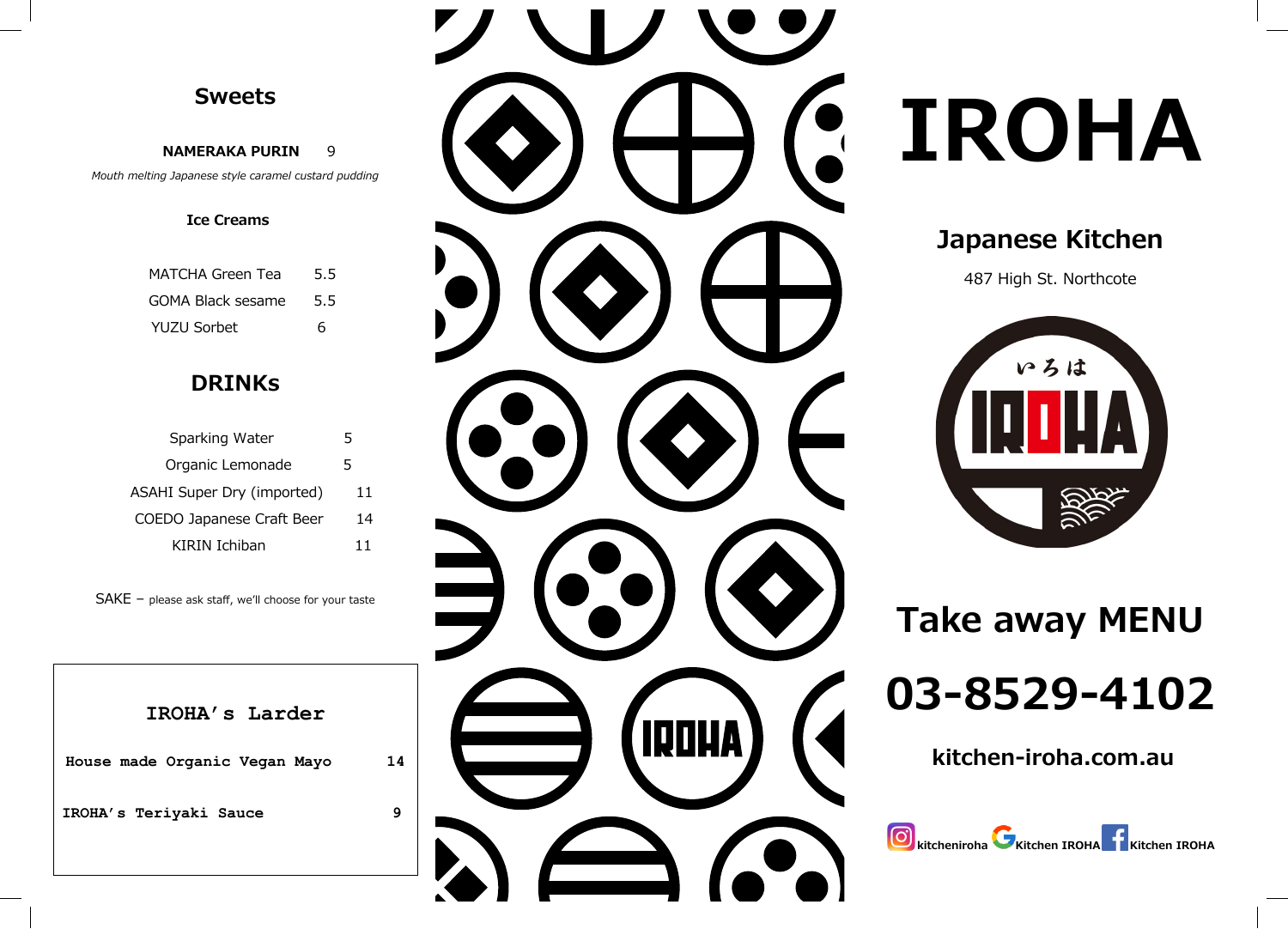## Sweets

**NAMERAKA PURIN** 9

*Mouth melting Japanese style caramel custard pudding*

**Ice Creams**

| | |
|---|---|
| MATCHA Green Tea | 5.5 |
| GOMA Black sesame | 5.5 |
| YUZU Sorbet | 6 |

## DRINKs

| | |
|---|---|
| Sparking Water | 5 |
| Organic Lemonade | 5 |
| ASAHI Super Dry (imported) | 11 |
| COEDO Japanese Craft Beer | 14 |
| KIRIN Ichiban | 11 |

SAKE – please ask staff, we'll choose for your taste

**IROHA's Larder**

| | |
|---|---|
| **House made Organic Vegan Mayo** | **14** |
| **IROHA's Teriyaki Sauce** | **9** |

# IROHA

## Japanese Kitchen

487 High St. Northcote

いろは IROHA

## Take away MENU

# 03-8529-4102

**kitchen-iroha.com.au**

**kitcheniroha** **Kitchen IROHA** **Kitchen IROHA**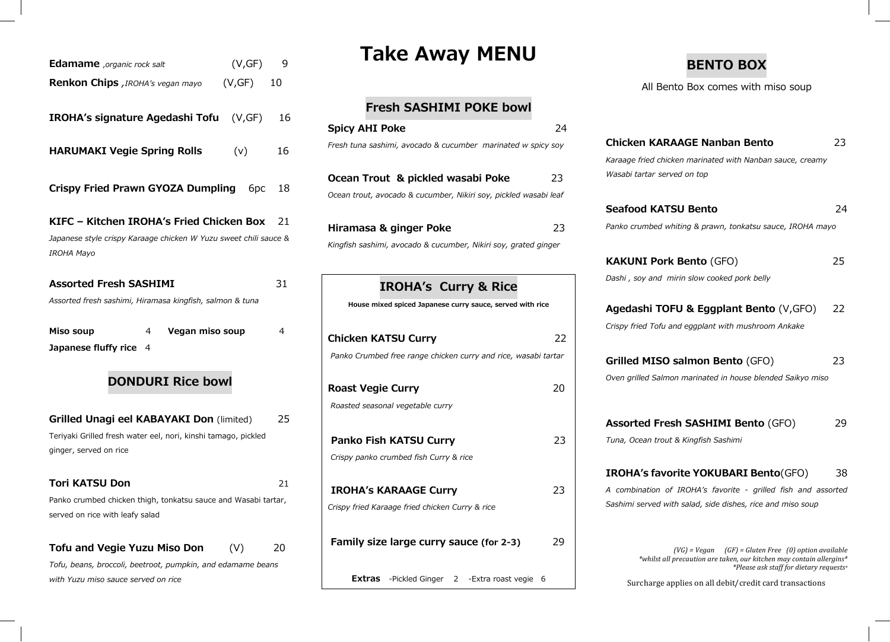# Take Away MENU

**Edamame** *,organic rock salt* (V,GF) 9

**Renkon Chips** *,IROHA's vegan mayo* (V,GF) 10

**IROHA's signature Agedashi Tofu** (V,GF) 16

**HARUMAKI Vegie Spring Rolls** (v) 16

**Crispy Fried Prawn GYOZA Dumpling** 6pc 18

**KIFC – Kitchen IROHA's Fried Chicken Box** 21

*Japanese style crispy Karaage chicken W Yuzu sweet chili sauce & IROHA Mayo*

**Assorted Fresh SASHIMI** 31

*Assorted fresh sashimi, Hiramasa kingfish, salmon & tuna*

**Miso soup** 4 **Vegan miso soup** 4

**Japanese fluffy rice** 4

## DONDURI Rice bowl

**Grilled Unagi eel KABAYAKI Don** (limited) 25

Teriyaki Grilled fresh water eel, nori, kinshi tamago, pickled ginger, served on rice

**Tori KATSU Don** 21

Panko crumbed chicken thigh, tonkatsu sauce and Wasabi tartar, served on rice with leafy salad

**Tofu and Vegie Yuzu Miso Don** (V) 20

*Tofu, beans, broccoli, beetroot, pumpkin, and edamame beans with Yuzu miso sauce served on rice*

## Fresh SASHIMI POKE bowl

**Spicy AHI Poke** 24

*Fresh tuna sashimi, avocado & cucumber marinated w spicy soy*

**Ocean Trout & pickled wasabi Poke** 23

*Ocean trout, avocado & cucumber, Nikiri soy, pickled wasabi leaf*

**Hiramasa & ginger Poke** 23

*Kingfish sashimi, avocado & cucumber, Nikiri soy, grated ginger*

## IROHA's Curry & Rice

**House mixed spiced Japanese curry sauce, served with rice**

**Chicken KATSU Curry** 22

*Panko Crumbed free range chicken curry and rice, wasabi tartar*

**Roast Vegie Curry** 20

*Roasted seasonal vegetable curry*

**Panko Fish KATSU Curry** 23

*Crispy panko crumbed fish Curry & rice*

**IROHA's KARAAGE Curry** 23

*Crispy fried Karaage fried chicken Curry & rice*

**Family size large curry sauce (for 2-3)** 29

**Extras** -Pickled Ginger 2 -Extra roast vegie 6

## BENTO BOX

All Bento Box comes with miso soup

**Chicken KARAAGE Nanban Bento** 23

*Karaage fried chicken marinated with Nanban sauce, creamy Wasabi tartar served on top*

**Seafood KATSU Bento** 24

*Panko crumbed whiting & prawn, tonkatsu sauce, IROHA mayo*

**KAKUNI Pork Bento** (GFO) 25

*Dashi , soy and mirin slow cooked pork belly*

**Agedashi TOFU & Eggplant Bento** (V,GFO) 22

*Crispy fried Tofu and eggplant with mushroom Ankake*

**Grilled MISO salmon Bento** (GFO) 23

*Oven grilled Salmon marinated in house blended Saikyo miso*

**Assorted Fresh SASHIMI Bento** (GFO) 29

*Tuna, Ocean trout & Kingfish Sashimi*

**IROHA's favorite YOKUBARI Bento**(GFO) 38

*A combination of IROHA's favorite - grilled fish and assorted Sashimi served with salad, side dishes, rice and miso soup*

*(VG) = Vegan (GF) = Gluten Free (0) option available*
*\*whilst all precaution are taken, our kitchen may contain allergins\**
*\*Please ask staff for dietary requests\**

Surcharge applies on all debit/credit card transactions